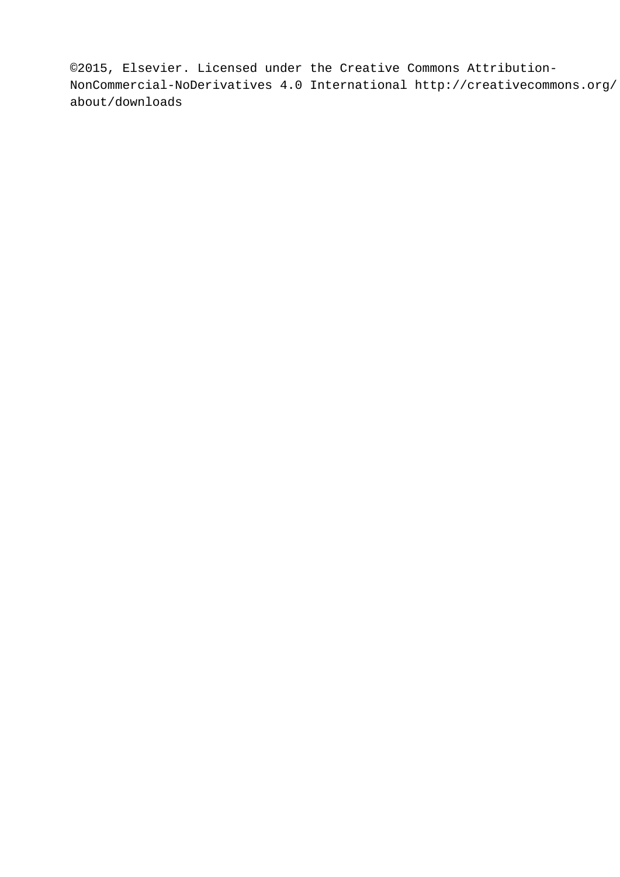©2015, Elsevier. Licensed under the Creative Commons Attribution-NonCommercial-NoDerivatives 4.0 International http://creativecommons.org/about/downloads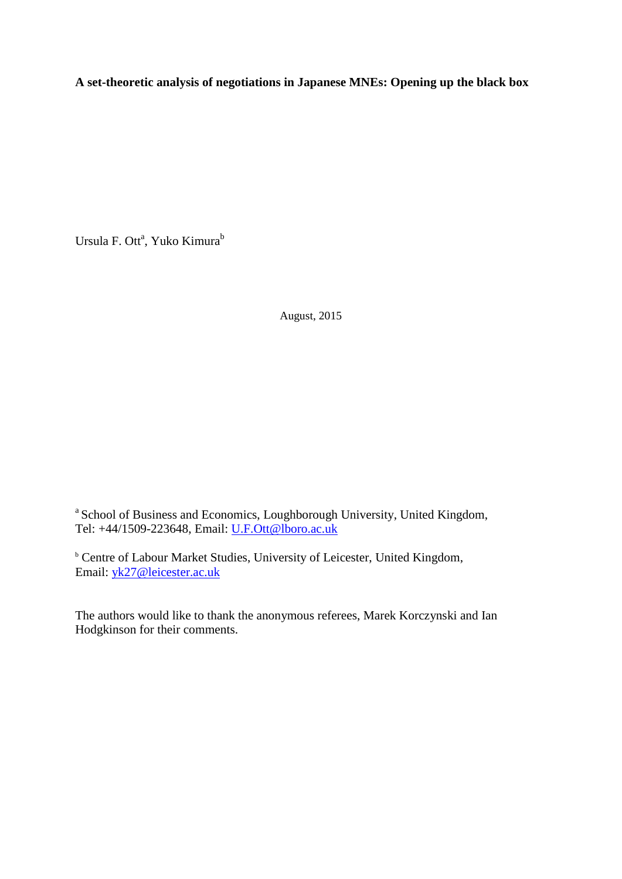**A set-theoretic analysis of negotiations in Japanese MNEs: Opening up the black box**

Ursula F. Ott[a], Yuko Kimura[b]

August, 2015

[a] School of Business and Economics, Loughborough University, United Kingdom, Tel: +44/1509-223648, Email: U.F.Ott@lboro.ac.uk

[b] Centre of Labour Market Studies, University of Leicester, United Kingdom, Email: yk27@leicester.ac.uk

The authors would like to thank the anonymous referees, Marek Korczynski and Ian Hodgkinson for their comments.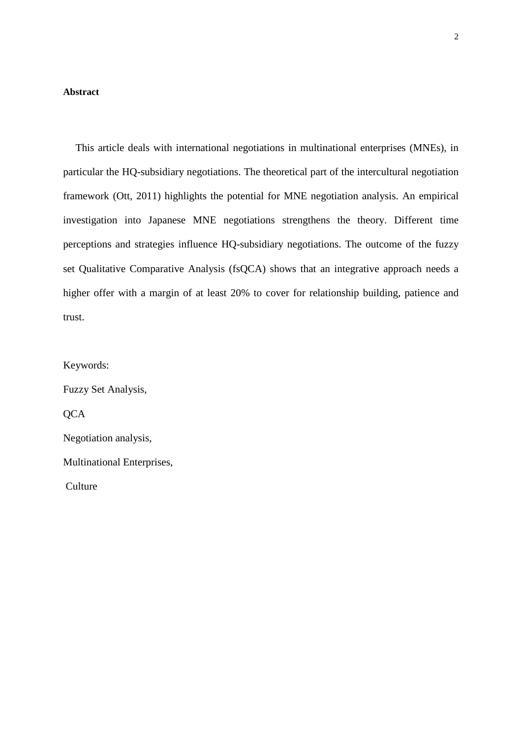**Abstract**

This article deals with international negotiations in multinational enterprises (MNEs), in particular the HQ-subsidiary negotiations. The theoretical part of the intercultural negotiation framework (Ott, 2011) highlights the potential for MNE negotiation analysis. An empirical investigation into Japanese MNE negotiations strengthens the theory. Different time perceptions and strategies influence HQ-subsidiary negotiations. The outcome of the fuzzy set Qualitative Comparative Analysis (fsQCA) shows that an integrative approach needs a higher offer with a margin of at least 20% to cover for relationship building, patience and trust.

Keywords:

Fuzzy Set Analysis,

QCA

Negotiation analysis,

Multinational Enterprises,

Culture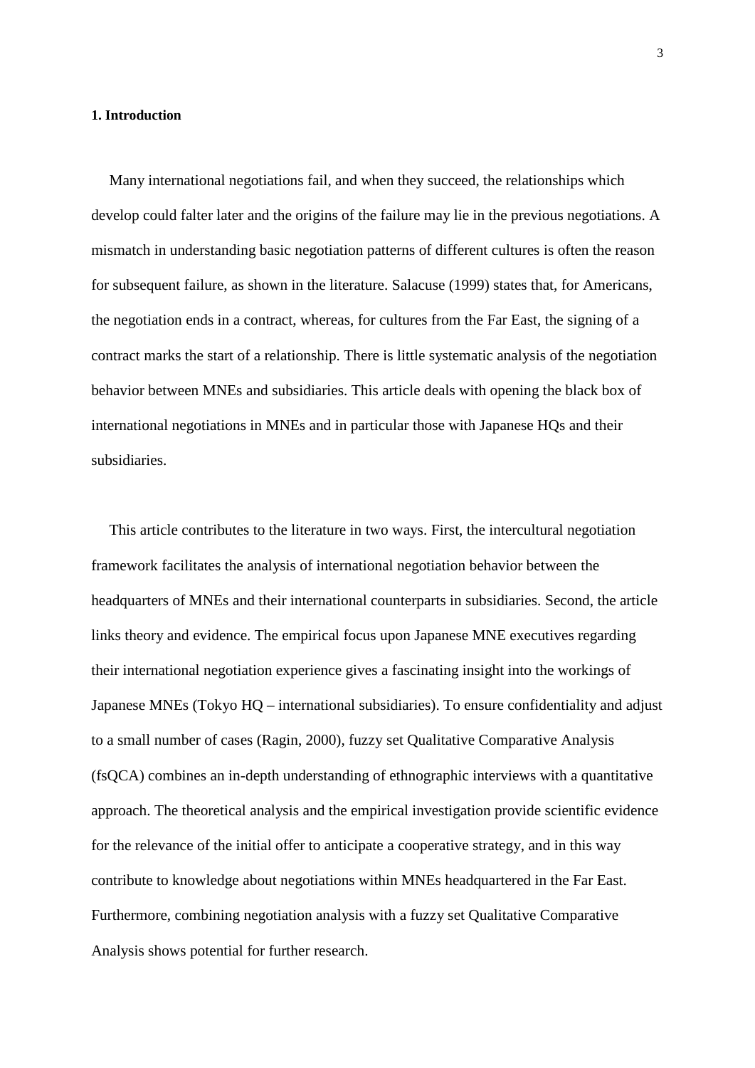## 1. Introduction

Many international negotiations fail, and when they succeed, the relationships which develop could falter later and the origins of the failure may lie in the previous negotiations. A mismatch in understanding basic negotiation patterns of different cultures is often the reason for subsequent failure, as shown in the literature. Salacuse (1999) states that, for Americans, the negotiation ends in a contract, whereas, for cultures from the Far East, the signing of a contract marks the start of a relationship. There is little systematic analysis of the negotiation behavior between MNEs and subsidiaries. This article deals with opening the black box of international negotiations in MNEs and in particular those with Japanese HQs and their subsidiaries.

This article contributes to the literature in two ways. First, the intercultural negotiation framework facilitates the analysis of international negotiation behavior between the headquarters of MNEs and their international counterparts in subsidiaries. Second, the article links theory and evidence. The empirical focus upon Japanese MNE executives regarding their international negotiation experience gives a fascinating insight into the workings of Japanese MNEs (Tokyo HQ – international subsidiaries). To ensure confidentiality and adjust to a small number of cases (Ragin, 2000), fuzzy set Qualitative Comparative Analysis (fsQCA) combines an in-depth understanding of ethnographic interviews with a quantitative approach. The theoretical analysis and the empirical investigation provide scientific evidence for the relevance of the initial offer to anticipate a cooperative strategy, and in this way contribute to knowledge about negotiations within MNEs headquartered in the Far East. Furthermore, combining negotiation analysis with a fuzzy set Qualitative Comparative Analysis shows potential for further research.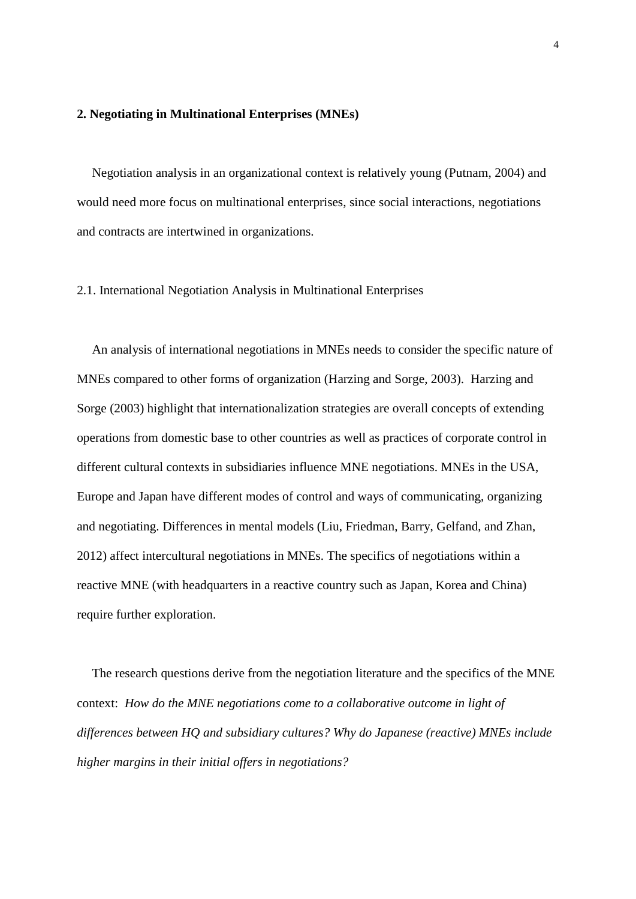## 2. Negotiating in Multinational Enterprises (MNEs)

Negotiation analysis in an organizational context is relatively young (Putnam, 2004) and would need more focus on multinational enterprises, since social interactions, negotiations and contracts are intertwined in organizations.

### 2.1. International Negotiation Analysis in Multinational Enterprises

An analysis of international negotiations in MNEs needs to consider the specific nature of MNEs compared to other forms of organization (Harzing and Sorge, 2003). Harzing and Sorge (2003) highlight that internationalization strategies are overall concepts of extending operations from domestic base to other countries as well as practices of corporate control in different cultural contexts in subsidiaries influence MNE negotiations. MNEs in the USA, Europe and Japan have different modes of control and ways of communicating, organizing and negotiating. Differences in mental models (Liu, Friedman, Barry, Gelfand, and Zhan, 2012) affect intercultural negotiations in MNEs. The specifics of negotiations within a reactive MNE (with headquarters in a reactive country such as Japan, Korea and China) require further exploration.

The research questions derive from the negotiation literature and the specifics of the MNE context: *How do the MNE negotiations come to a collaborative outcome in light of differences between HQ and subsidiary cultures? Why do Japanese (reactive) MNEs include higher margins in their initial offers in negotiations?*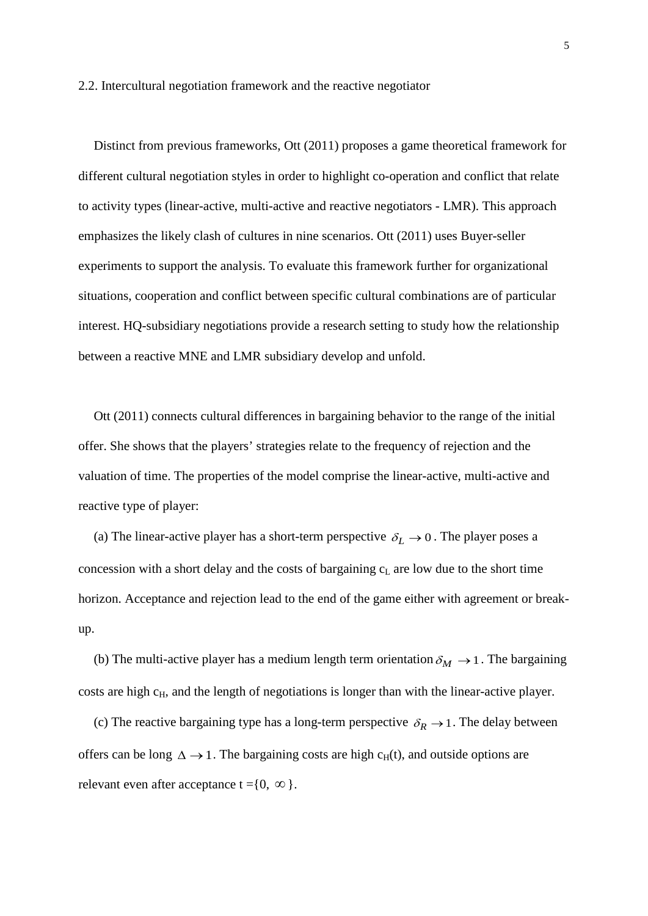## 2.2. Intercultural negotiation framework and the reactive negotiator

Distinct from previous frameworks, Ott (2011) proposes a game theoretical framework for different cultural negotiation styles in order to highlight co-operation and conflict that relate to activity types (linear-active, multi-active and reactive negotiators - LMR). This approach emphasizes the likely clash of cultures in nine scenarios. Ott (2011) uses Buyer-seller experiments to support the analysis. To evaluate this framework further for organizational situations, cooperation and conflict between specific cultural combinations are of particular interest. HQ-subsidiary negotiations provide a research setting to study how the relationship between a reactive MNE and LMR subsidiary develop and unfold.

Ott (2011) connects cultural differences in bargaining behavior to the range of the initial offer. She shows that the players' strategies relate to the frequency of rejection and the valuation of time. The properties of the model comprise the linear-active, multi-active and reactive type of player:

(a) The linear-active player has a short-term perspective $\delta_L \to 0$. The player poses a concession with a short delay and the costs of bargaining $c_L$ are low due to the short time horizon. Acceptance and rejection lead to the end of the game either with agreement or break-up.

(b) The multi-active player has a medium length term orientation $\delta_M \to 1$. The bargaining costs are high $c_H$, and the length of negotiations is longer than with the linear-active player.

(c) The reactive bargaining type has a long-term perspective $\delta_R \to 1$. The delay between offers can be long $\Delta \to 1$. The bargaining costs are high $c_H(t)$, and outside options are relevant even after acceptance $t = \{0, \infty\}$.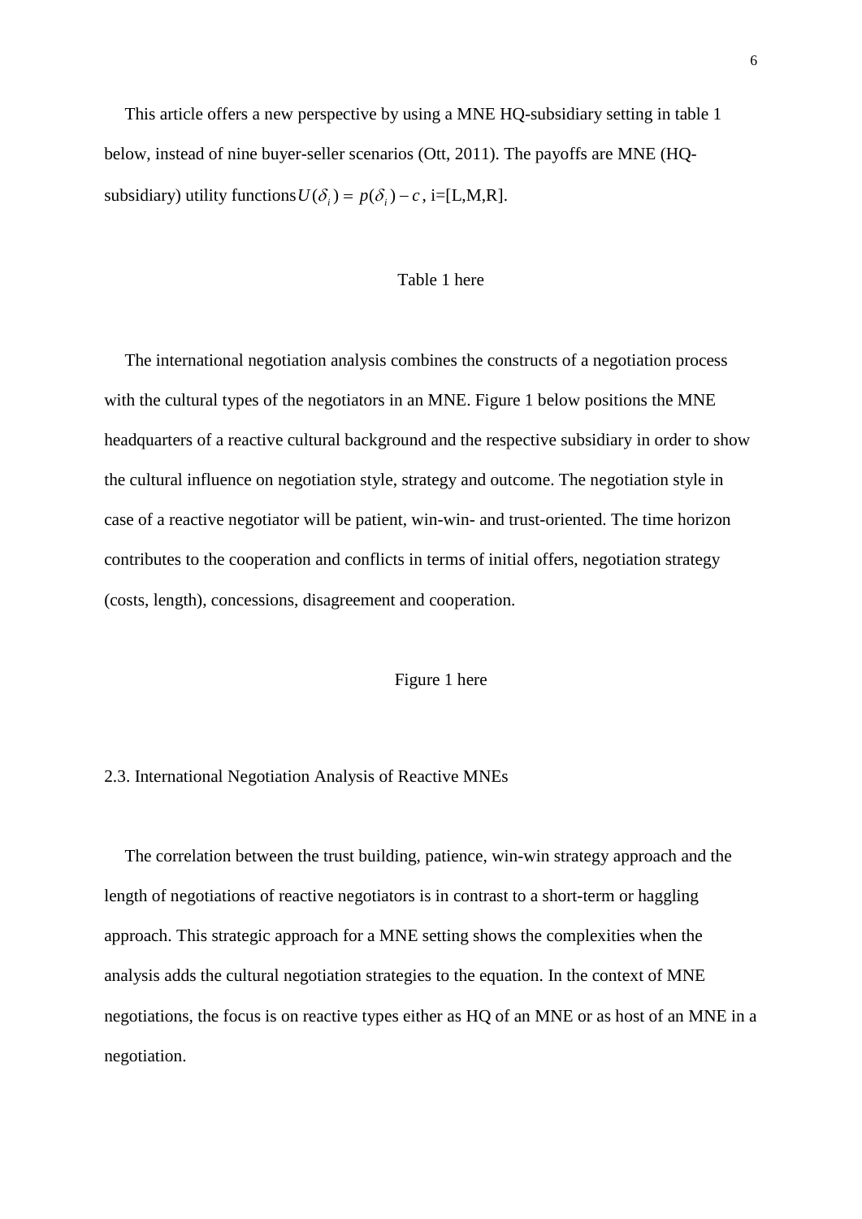This article offers a new perspective by using a MNE HQ-subsidiary setting in table 1 below, instead of nine buyer-seller scenarios (Ott, 2011). The payoffs are MNE (HQ-subsidiary) utility functions $U(\delta_i) = p(\delta_i) - c$, i=[L,M,R].

Table 1 here

The international negotiation analysis combines the constructs of a negotiation process with the cultural types of the negotiators in an MNE. Figure 1 below positions the MNE headquarters of a reactive cultural background and the respective subsidiary in order to show the cultural influence on negotiation style, strategy and outcome. The negotiation style in case of a reactive negotiator will be patient, win-win- and trust-oriented. The time horizon contributes to the cooperation and conflicts in terms of initial offers, negotiation strategy (costs, length), concessions, disagreement and cooperation.

Figure 1 here

## 2.3. International Negotiation Analysis of Reactive MNEs

The correlation between the trust building, patience, win-win strategy approach and the length of negotiations of reactive negotiators is in contrast to a short-term or haggling approach. This strategic approach for a MNE setting shows the complexities when the analysis adds the cultural negotiation strategies to the equation. In the context of MNE negotiations, the focus is on reactive types either as HQ of an MNE or as host of an MNE in a negotiation.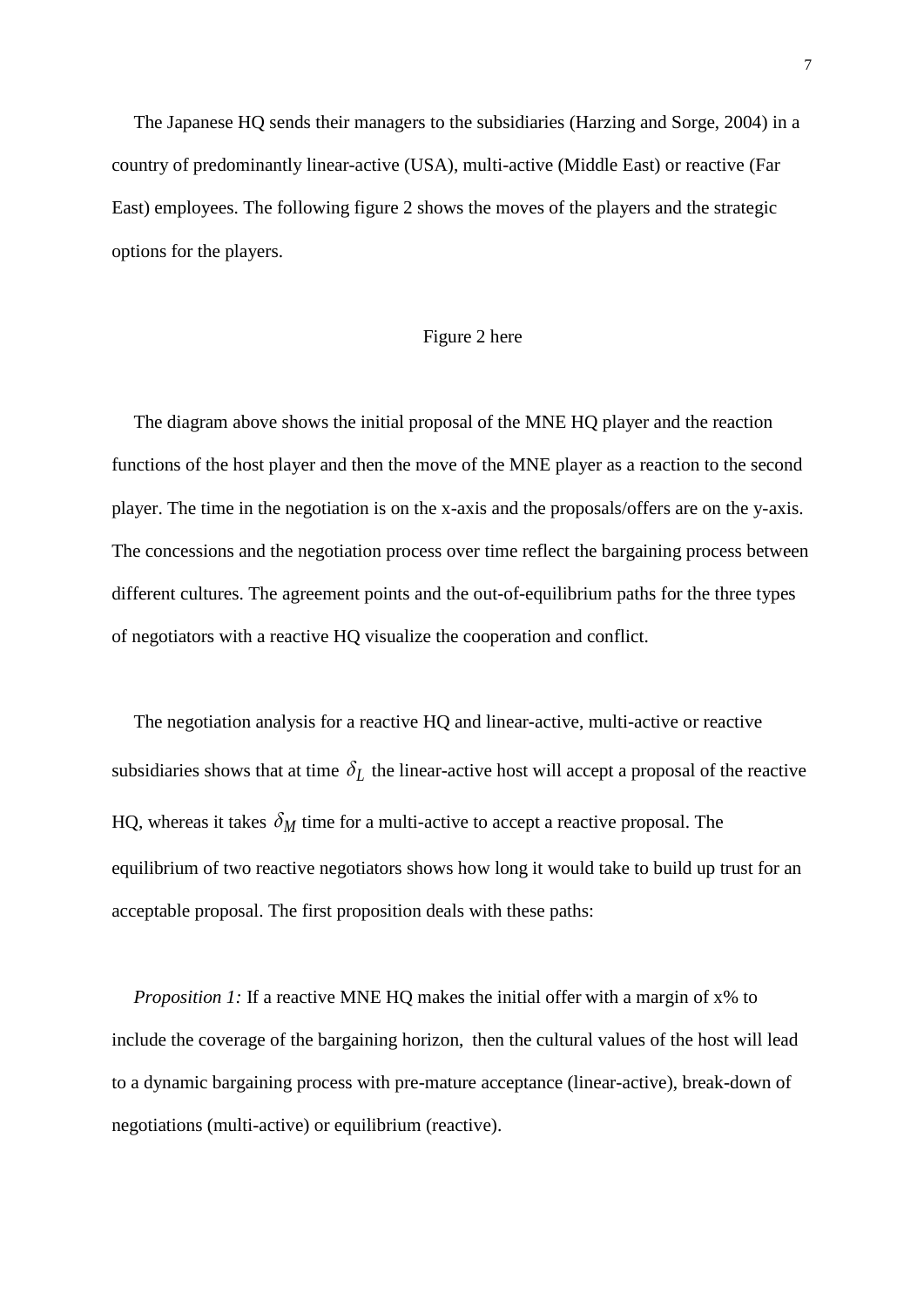The Japanese HQ sends their managers to the subsidiaries (Harzing and Sorge, 2004) in a country of predominantly linear-active (USA), multi-active (Middle East) or reactive (Far East) employees. The following figure 2 shows the moves of the players and the strategic options for the players.

Figure 2 here

The diagram above shows the initial proposal of the MNE HQ player and the reaction functions of the host player and then the move of the MNE player as a reaction to the second player. The time in the negotiation is on the x-axis and the proposals/offers are on the y-axis. The concessions and the negotiation process over time reflect the bargaining process between different cultures. The agreement points and the out-of-equilibrium paths for the three types of negotiators with a reactive HQ visualize the cooperation and conflict.

The negotiation analysis for a reactive HQ and linear-active, multi-active or reactive subsidiaries shows that at time $\delta_L$ the linear-active host will accept a proposal of the reactive HQ, whereas it takes $\delta_M$ time for a multi-active to accept a reactive proposal. The equilibrium of two reactive negotiators shows how long it would take to build up trust for an acceptable proposal. The first proposition deals with these paths:

*Proposition 1:* If a reactive MNE HQ makes the initial offer with a margin of x% to include the coverage of the bargaining horizon, then the cultural values of the host will lead to a dynamic bargaining process with pre-mature acceptance (linear-active), break-down of negotiations (multi-active) or equilibrium (reactive).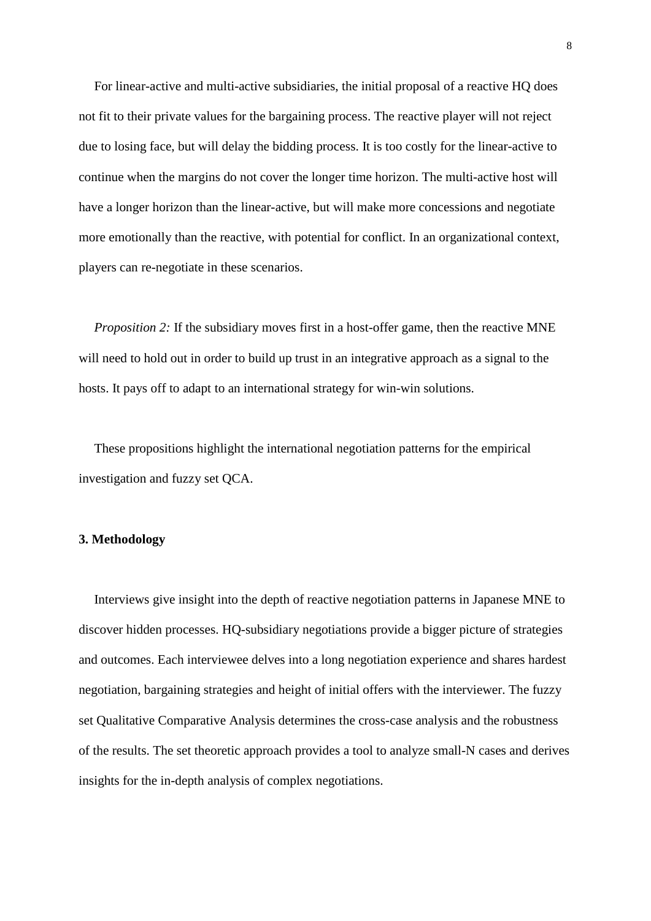For linear-active and multi-active subsidiaries, the initial proposal of a reactive HQ does not fit to their private values for the bargaining process. The reactive player will not reject due to losing face, but will delay the bidding process. It is too costly for the linear-active to continue when the margins do not cover the longer time horizon. The multi-active host will have a longer horizon than the linear-active, but will make more concessions and negotiate more emotionally than the reactive, with potential for conflict. In an organizational context, players can re-negotiate in these scenarios.

*Proposition 2:* If the subsidiary moves first in a host-offer game, then the reactive MNE will need to hold out in order to build up trust in an integrative approach as a signal to the hosts. It pays off to adapt to an international strategy for win-win solutions.

These propositions highlight the international negotiation patterns for the empirical investigation and fuzzy set QCA.

**3. Methodology**

Interviews give insight into the depth of reactive negotiation patterns in Japanese MNE to discover hidden processes. HQ-subsidiary negotiations provide a bigger picture of strategies and outcomes. Each interviewee delves into a long negotiation experience and shares hardest negotiation, bargaining strategies and height of initial offers with the interviewer. The fuzzy set Qualitative Comparative Analysis determines the cross-case analysis and the robustness of the results. The set theoretic approach provides a tool to analyze small-N cases and derives insights for the in-depth analysis of complex negotiations.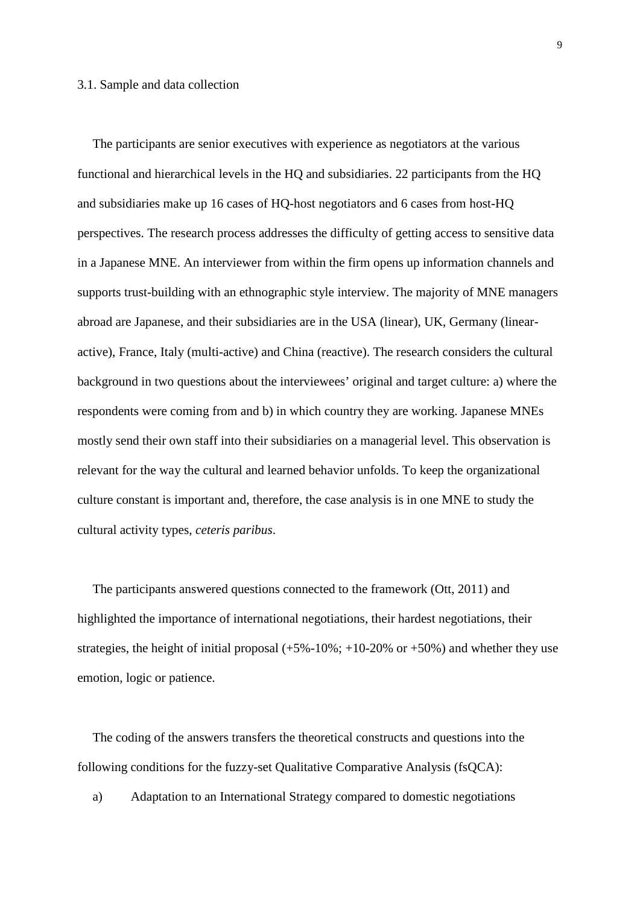### 3.1. Sample and data collection

The participants are senior executives with experience as negotiators at the various functional and hierarchical levels in the HQ and subsidiaries. 22 participants from the HQ and subsidiaries make up 16 cases of HQ-host negotiators and 6 cases from host-HQ perspectives. The research process addresses the difficulty of getting access to sensitive data in a Japanese MNE. An interviewer from within the firm opens up information channels and supports trust-building with an ethnographic style interview. The majority of MNE managers abroad are Japanese, and their subsidiaries are in the USA (linear), UK, Germany (linear-active), France, Italy (multi-active) and China (reactive). The research considers the cultural background in two questions about the interviewees' original and target culture: a) where the respondents were coming from and b) in which country they are working. Japanese MNEs mostly send their own staff into their subsidiaries on a managerial level. This observation is relevant for the way the cultural and learned behavior unfolds. To keep the organizational culture constant is important and, therefore, the case analysis is in one MNE to study the cultural activity types, *ceteris paribus*.

The participants answered questions connected to the framework (Ott, 2011) and highlighted the importance of international negotiations, their hardest negotiations, their strategies, the height of initial proposal (+5%-10%; +10-20% or +50%) and whether they use emotion, logic or patience.

The coding of the answers transfers the theoretical constructs and questions into the following conditions for the fuzzy-set Qualitative Comparative Analysis (fsQCA):

a) Adaptation to an International Strategy compared to domestic negotiations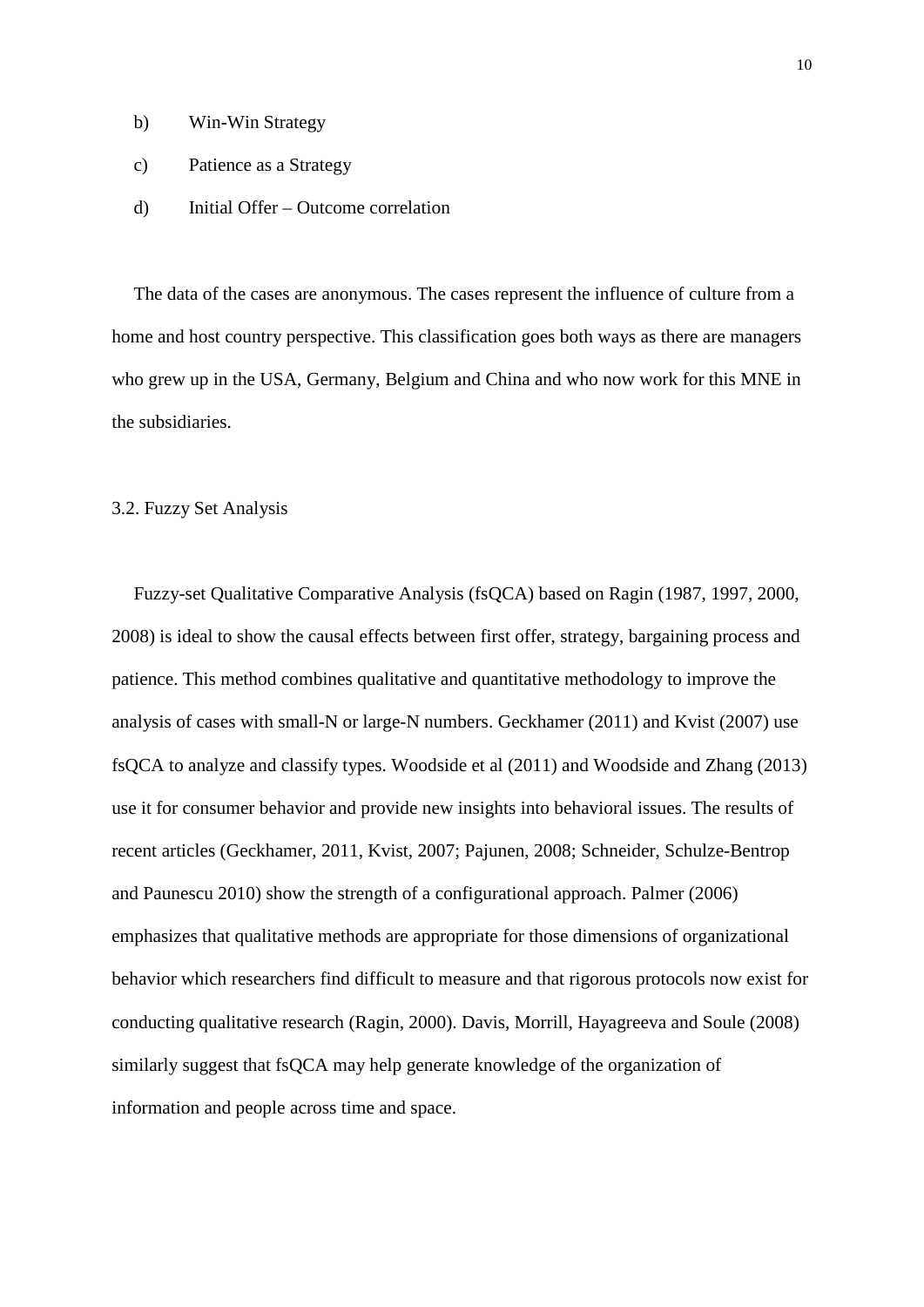b) Win-Win Strategy

c) Patience as a Strategy

d) Initial Offer – Outcome correlation

The data of the cases are anonymous. The cases represent the influence of culture from a home and host country perspective. This classification goes both ways as there are managers who grew up in the USA, Germany, Belgium and China and who now work for this MNE in the subsidiaries.

### 3.2. Fuzzy Set Analysis

Fuzzy-set Qualitative Comparative Analysis (fsQCA) based on Ragin (1987, 1997, 2000, 2008) is ideal to show the causal effects between first offer, strategy, bargaining process and patience. This method combines qualitative and quantitative methodology to improve the analysis of cases with small-N or large-N numbers. Geckhamer (2011) and Kvist (2007) use fsQCA to analyze and classify types. Woodside et al (2011) and Woodside and Zhang (2013) use it for consumer behavior and provide new insights into behavioral issues. The results of recent articles (Geckhamer, 2011, Kvist, 2007; Pajunen, 2008; Schneider, Schulze-Bentrop and Paunescu 2010) show the strength of a configurational approach. Palmer (2006) emphasizes that qualitative methods are appropriate for those dimensions of organizational behavior which researchers find difficult to measure and that rigorous protocols now exist for conducting qualitative research (Ragin, 2000). Davis, Morrill, Hayagreeva and Soule (2008) similarly suggest that fsQCA may help generate knowledge of the organization of information and people across time and space.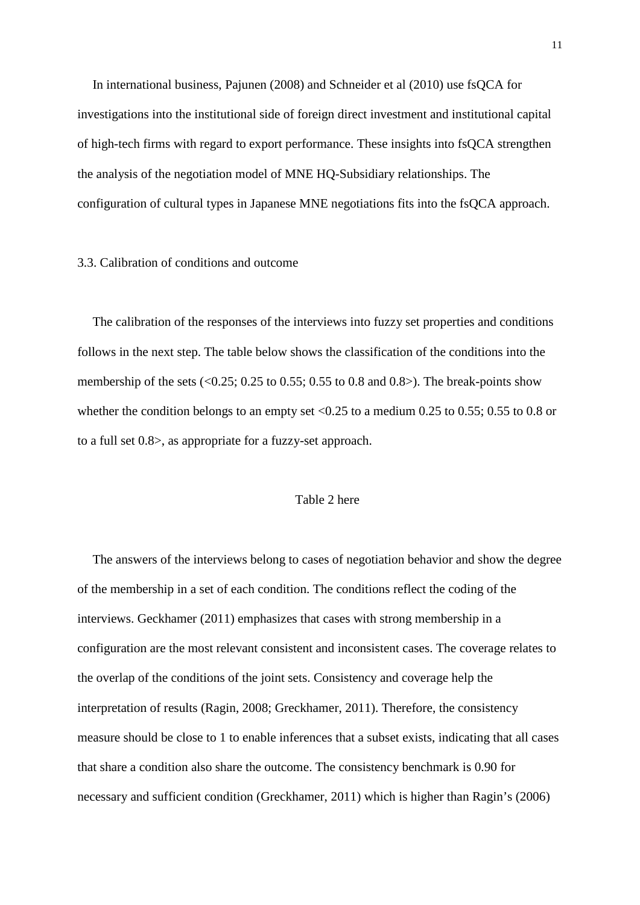In international business, Pajunen (2008) and Schneider et al (2010) use fsQCA for investigations into the institutional side of foreign direct investment and institutional capital of high-tech firms with regard to export performance. These insights into fsQCA strengthen the analysis of the negotiation model of MNE HQ-Subsidiary relationships. The configuration of cultural types in Japanese MNE negotiations fits into the fsQCA approach.

### 3.3. Calibration of conditions and outcome

The calibration of the responses of the interviews into fuzzy set properties and conditions follows in the next step. The table below shows the classification of the conditions into the membership of the sets (<0.25; 0.25 to 0.55; 0.55 to 0.8 and 0.8>). The break-points show whether the condition belongs to an empty set <0.25 to a medium 0.25 to 0.55; 0.55 to 0.8 or to a full set 0.8>, as appropriate for a fuzzy-set approach.

Table 2 here

The answers of the interviews belong to cases of negotiation behavior and show the degree of the membership in a set of each condition. The conditions reflect the coding of the interviews. Geckhamer (2011) emphasizes that cases with strong membership in a configuration are the most relevant consistent and inconsistent cases. The coverage relates to the overlap of the conditions of the joint sets. Consistency and coverage help the interpretation of results (Ragin, 2008; Greckhamer, 2011). Therefore, the consistency measure should be close to 1 to enable inferences that a subset exists, indicating that all cases that share a condition also share the outcome. The consistency benchmark is 0.90 for necessary and sufficient condition (Greckhamer, 2011) which is higher than Ragin's (2006)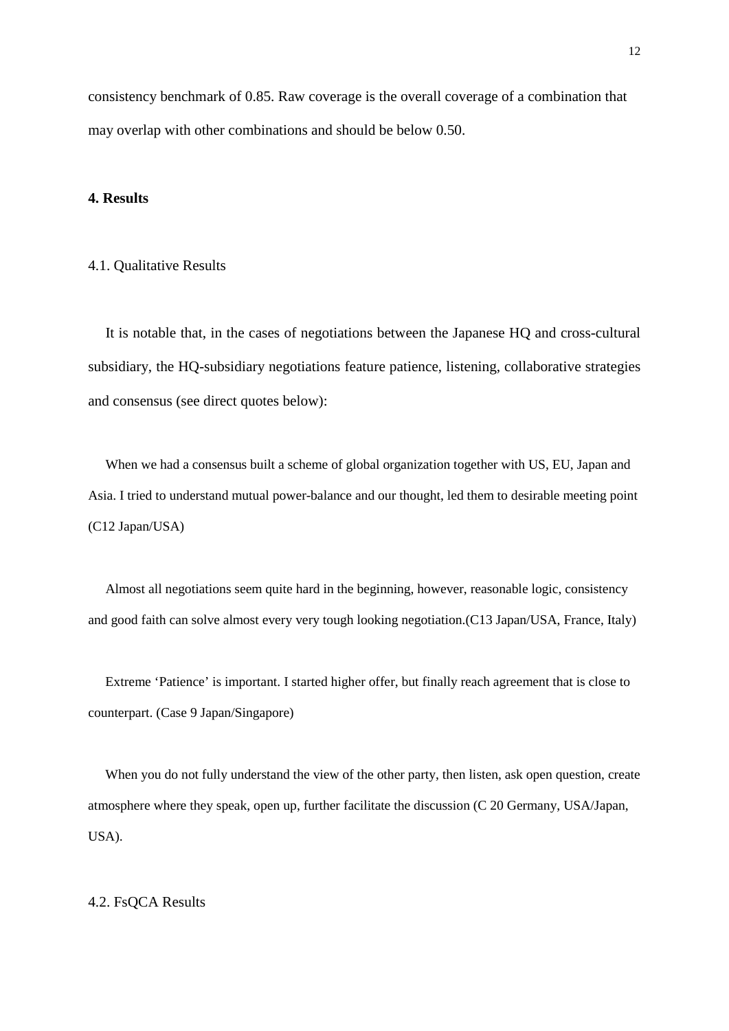consistency benchmark of 0.85. Raw coverage is the overall coverage of a combination that may overlap with other combinations and should be below 0.50.

## 4. Results

### 4.1. Qualitative Results

It is notable that, in the cases of negotiations between the Japanese HQ and cross-cultural subsidiary, the HQ-subsidiary negotiations feature patience, listening, collaborative strategies and consensus (see direct quotes below):

When we had a consensus built a scheme of global organization together with US, EU, Japan and Asia. I tried to understand mutual power-balance and our thought, led them to desirable meeting point (C12 Japan/USA)

Almost all negotiations seem quite hard in the beginning, however, reasonable logic, consistency and good faith can solve almost every very tough looking negotiation.(C13 Japan/USA, France, Italy)

Extreme 'Patience' is important. I started higher offer, but finally reach agreement that is close to counterpart. (Case 9 Japan/Singapore)

When you do not fully understand the view of the other party, then listen, ask open question, create atmosphere where they speak, open up, further facilitate the discussion (C 20 Germany, USA/Japan, USA).

### 4.2. FsQCA Results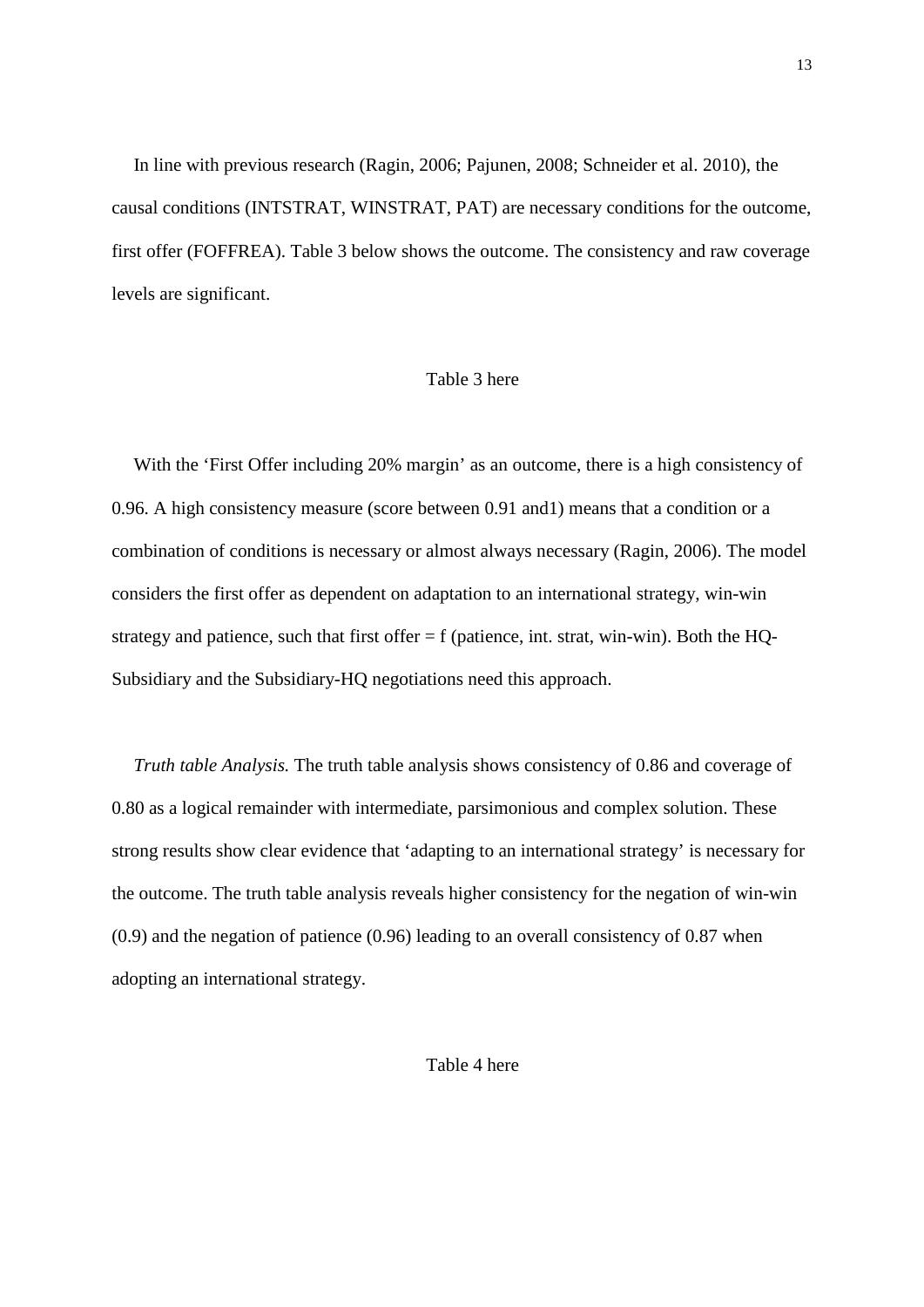In line with previous research (Ragin, 2006; Pajunen, 2008; Schneider et al. 2010), the causal conditions (INTSTRAT, WINSTRAT, PAT) are necessary conditions for the outcome, first offer (FOFFREA). Table 3 below shows the outcome. The consistency and raw coverage levels are significant.

Table 3 here

With the 'First Offer including 20% margin' as an outcome, there is a high consistency of 0.96. A high consistency measure (score between 0.91 and1) means that a condition or a combination of conditions is necessary or almost always necessary (Ragin, 2006). The model considers the first offer as dependent on adaptation to an international strategy, win-win strategy and patience, such that first offer = f (patience, int. strat, win-win). Both the HQ-Subsidiary and the Subsidiary-HQ negotiations need this approach.

*Truth table Analysis.* The truth table analysis shows consistency of 0.86 and coverage of 0.80 as a logical remainder with intermediate, parsimonious and complex solution. These strong results show clear evidence that 'adapting to an international strategy' is necessary for the outcome. The truth table analysis reveals higher consistency for the negation of win-win (0.9) and the negation of patience (0.96) leading to an overall consistency of 0.87 when adopting an international strategy.

Table 4 here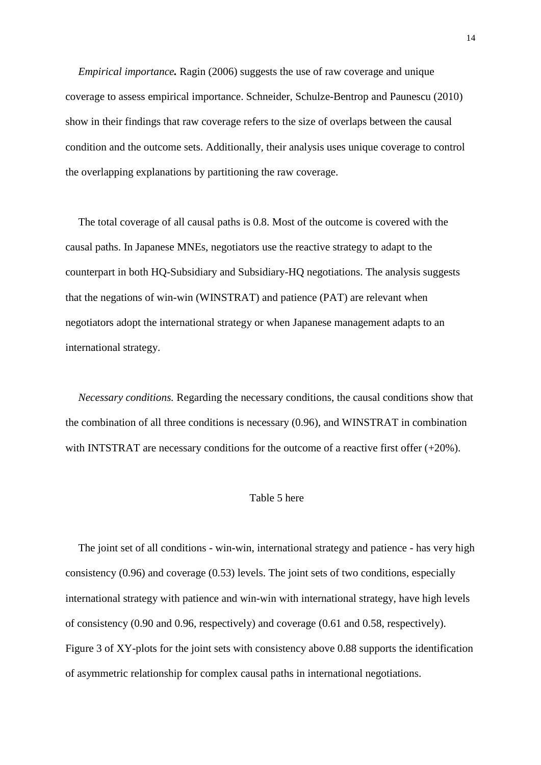*Empirical importance.* Ragin (2006) suggests the use of raw coverage and unique coverage to assess empirical importance. Schneider, Schulze-Bentrop and Paunescu (2010) show in their findings that raw coverage refers to the size of overlaps between the causal condition and the outcome sets. Additionally, their analysis uses unique coverage to control the overlapping explanations by partitioning the raw coverage.

The total coverage of all causal paths is 0.8. Most of the outcome is covered with the causal paths. In Japanese MNEs, negotiators use the reactive strategy to adapt to the counterpart in both HQ-Subsidiary and Subsidiary-HQ negotiations. The analysis suggests that the negations of win-win (WINSTRAT) and patience (PAT) are relevant when negotiators adopt the international strategy or when Japanese management adapts to an international strategy.

*Necessary conditions.* Regarding the necessary conditions, the causal conditions show that the combination of all three conditions is necessary (0.96), and WINSTRAT in combination with INTSTRAT are necessary conditions for the outcome of a reactive first offer (+20%).

Table 5 here

The joint set of all conditions - win-win, international strategy and patience - has very high consistency (0.96) and coverage (0.53) levels. The joint sets of two conditions, especially international strategy with patience and win-win with international strategy, have high levels of consistency (0.90 and 0.96, respectively) and coverage (0.61 and 0.58, respectively). Figure 3 of XY-plots for the joint sets with consistency above 0.88 supports the identification of asymmetric relationship for complex causal paths in international negotiations.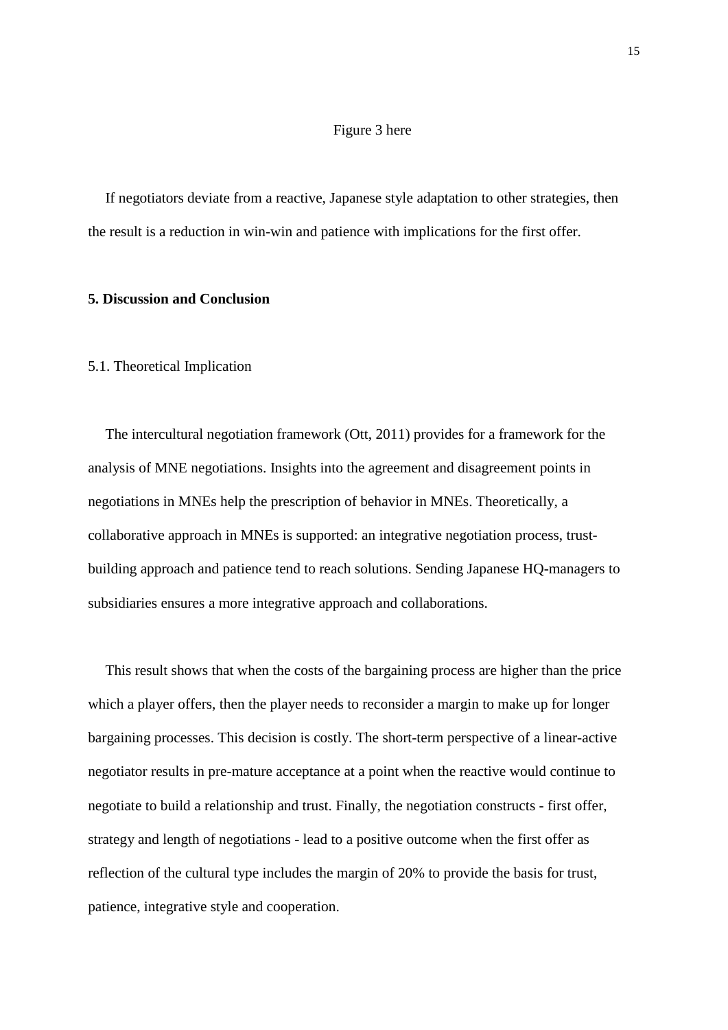Figure 3 here

If negotiators deviate from a reactive, Japanese style adaptation to other strategies, then the result is a reduction in win-win and patience with implications for the first offer.

## 5. Discussion and Conclusion

### 5.1. Theoretical Implication

The intercultural negotiation framework (Ott, 2011) provides for a framework for the analysis of MNE negotiations. Insights into the agreement and disagreement points in negotiations in MNEs help the prescription of behavior in MNEs. Theoretically, a collaborative approach in MNEs is supported: an integrative negotiation process, trust-building approach and patience tend to reach solutions. Sending Japanese HQ-managers to subsidiaries ensures a more integrative approach and collaborations.

This result shows that when the costs of the bargaining process are higher than the price which a player offers, then the player needs to reconsider a margin to make up for longer bargaining processes. This decision is costly. The short-term perspective of a linear-active negotiator results in pre-mature acceptance at a point when the reactive would continue to negotiate to build a relationship and trust. Finally, the negotiation constructs - first offer, strategy and length of negotiations - lead to a positive outcome when the first offer as reflection of the cultural type includes the margin of 20% to provide the basis for trust, patience, integrative style and cooperation.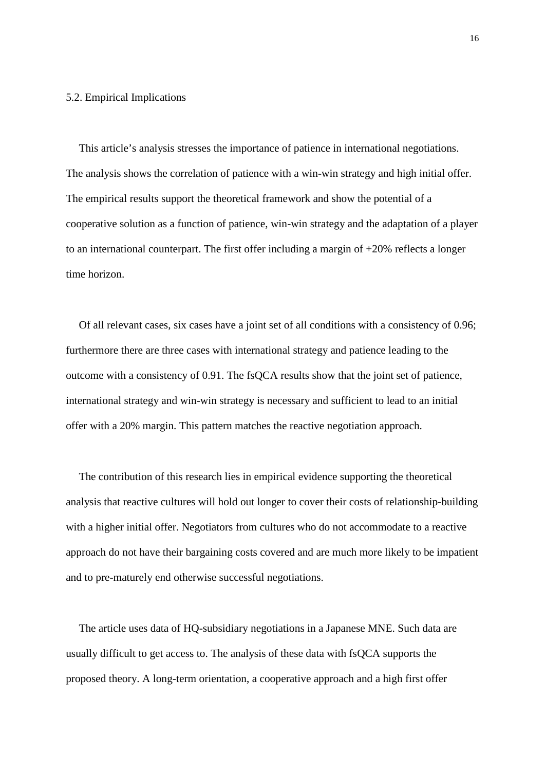### 5.2. Empirical Implications

This article's analysis stresses the importance of patience in international negotiations. The analysis shows the correlation of patience with a win-win strategy and high initial offer. The empirical results support the theoretical framework and show the potential of a cooperative solution as a function of patience, win-win strategy and the adaptation of a player to an international counterpart. The first offer including a margin of +20% reflects a longer time horizon.

Of all relevant cases, six cases have a joint set of all conditions with a consistency of 0.96; furthermore there are three cases with international strategy and patience leading to the outcome with a consistency of 0.91. The fsQCA results show that the joint set of patience, international strategy and win-win strategy is necessary and sufficient to lead to an initial offer with a 20% margin. This pattern matches the reactive negotiation approach.

The contribution of this research lies in empirical evidence supporting the theoretical analysis that reactive cultures will hold out longer to cover their costs of relationship-building with a higher initial offer. Negotiators from cultures who do not accommodate to a reactive approach do not have their bargaining costs covered and are much more likely to be impatient and to pre-maturely end otherwise successful negotiations.

The article uses data of HQ-subsidiary negotiations in a Japanese MNE. Such data are usually difficult to get access to. The analysis of these data with fsQCA supports the proposed theory. A long-term orientation, a cooperative approach and a high first offer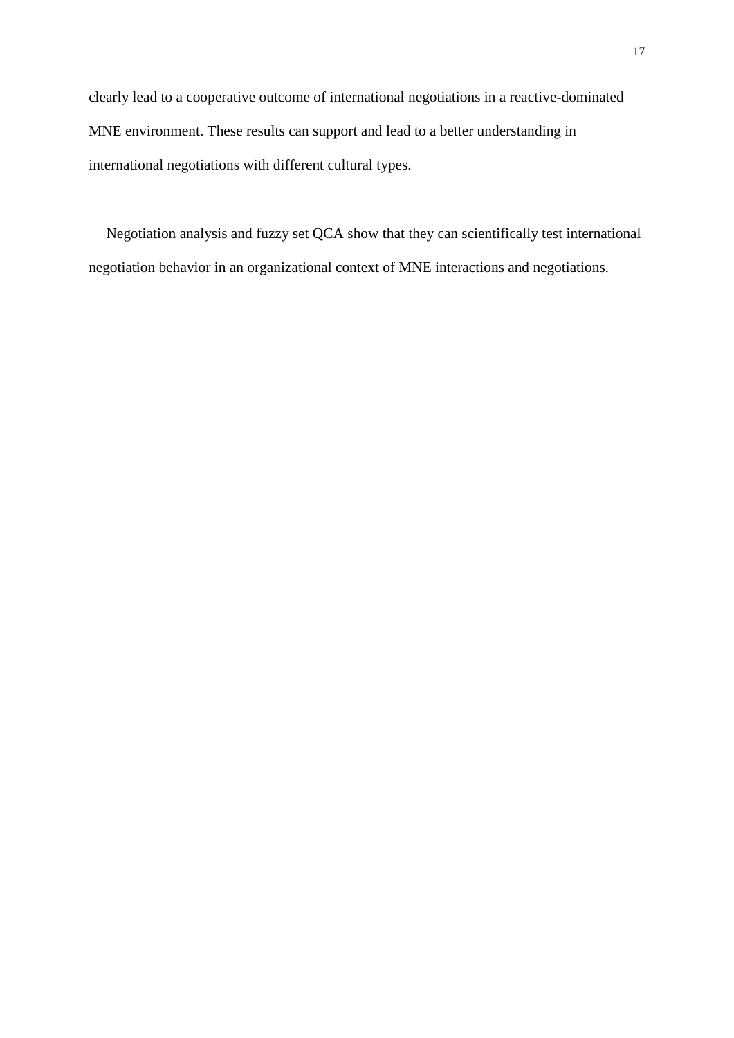clearly lead to a cooperative outcome of international negotiations in a reactive-dominated MNE environment. These results can support and lead to a better understanding in international negotiations with different cultural types.

Negotiation analysis and fuzzy set QCA show that they can scientifically test international negotiation behavior in an organizational context of MNE interactions and negotiations.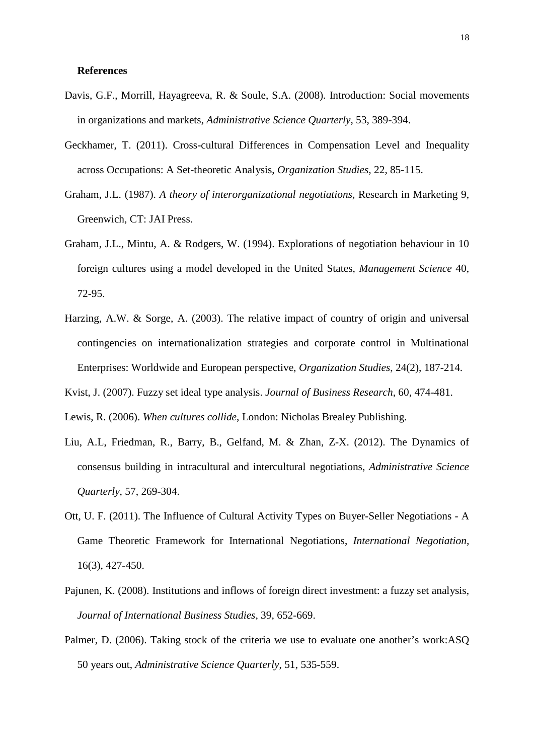**References**

Davis, G.F., Morrill, Hayagreeva, R. & Soule, S.A. (2008). Introduction: Social movements in organizations and markets, *Administrative Science Quarterly*, 53, 389-394.

Geckhamer, T. (2011). Cross-cultural Differences in Compensation Level and Inequality across Occupations: A Set-theoretic Analysis, *Organization Studies*, 22, 85-115.

Graham, J.L. (1987). *A theory of interorganizational negotiations*, Research in Marketing 9, Greenwich, CT: JAI Press.

Graham, J.L., Mintu, A. & Rodgers, W. (1994). Explorations of negotiation behaviour in 10 foreign cultures using a model developed in the United States, *Management Science* 40, 72-95.

Harzing, A.W. & Sorge, A. (2003). The relative impact of country of origin and universal contingencies on internationalization strategies and corporate control in Multinational Enterprises: Worldwide and European perspective, *Organization Studies*, 24(2), 187-214.

Kvist, J. (2007). Fuzzy set ideal type analysis. *Journal of Business Research*, 60, 474-481.

Lewis, R. (2006). *When cultures collide*, London: Nicholas Brealey Publishing.

Liu, A.L, Friedman, R., Barry, B., Gelfand, M. & Zhan, Z-X. (2012). The Dynamics of consensus building in intracultural and intercultural negotiations, *Administrative Science Quarterly*, 57, 269-304.

Ott, U. F. (2011). The Influence of Cultural Activity Types on Buyer-Seller Negotiations - A Game Theoretic Framework for International Negotiations, *International Negotiation*, 16(3), 427-450.

Pajunen, K. (2008). Institutions and inflows of foreign direct investment: a fuzzy set analysis, *Journal of International Business Studies*, 39, 652-669.

Palmer, D. (2006). Taking stock of the criteria we use to evaluate one another's work:ASQ 50 years out, *Administrative Science Quarterly*, 51, 535-559.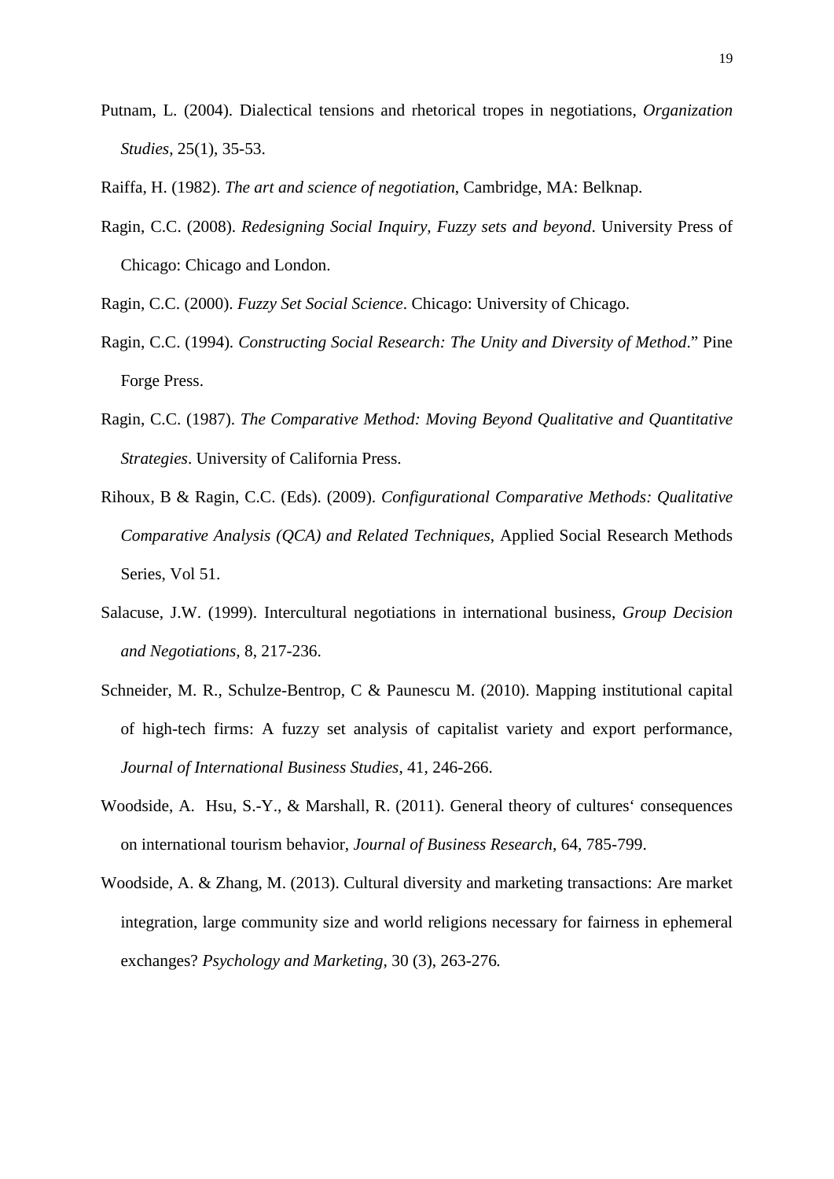Putnam, L. (2004). Dialectical tensions and rhetorical tropes in negotiations, *Organization Studies*, 25(1), 35-53.

Raiffa, H. (1982). *The art and science of negotiation*, Cambridge, MA: Belknap.

Ragin, C.C. (2008). *Redesigning Social Inquiry, Fuzzy sets and beyond*. University Press of Chicago: Chicago and London.

Ragin, C.C. (2000). *Fuzzy Set Social Science*. Chicago: University of Chicago.

Ragin, C.C. (1994). *Constructing Social Research: The Unity and Diversity of Method*." Pine Forge Press.

Ragin, C.C. (1987). *The Comparative Method: Moving Beyond Qualitative and Quantitative Strategies*. University of California Press.

Rihoux, B & Ragin, C.C. (Eds). (2009). *Configurational Comparative Methods: Qualitative Comparative Analysis (QCA) and Related Techniques*, Applied Social Research Methods Series, Vol 51.

Salacuse, J.W. (1999). Intercultural negotiations in international business, *Group Decision and Negotiations,* 8, 217-236.

Schneider, M. R., Schulze-Bentrop, C & Paunescu M. (2010). Mapping institutional capital of high-tech firms: A fuzzy set analysis of capitalist variety and export performance, *Journal of International Business Studies*, 41, 246-266.

Woodside, A. Hsu, S.-Y., & Marshall, R. (2011). General theory of cultures' consequences on international tourism behavior, *Journal of Business Research*, 64, 785-799.

Woodside, A. & Zhang, M. (2013). Cultural diversity and marketing transactions: Are market integration, large community size and world religions necessary for fairness in ephemeral exchanges? *Psychology and Marketing,* 30 (3), 263-276*.*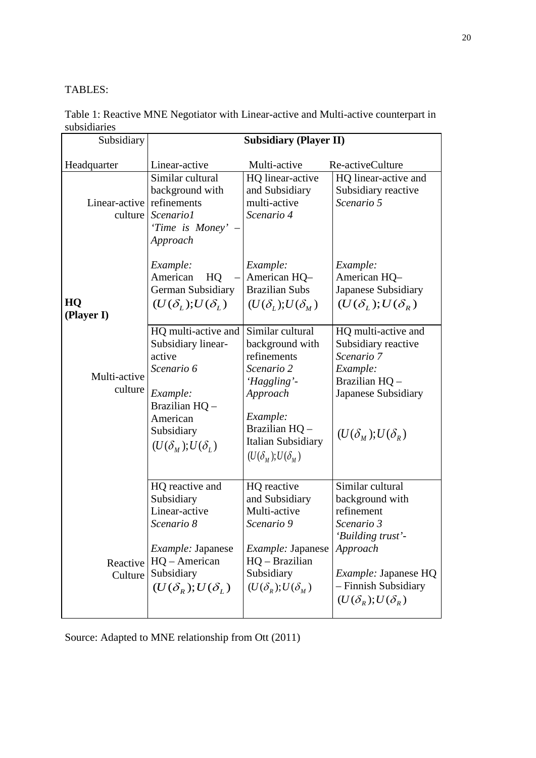TABLES:

Table 1: Reactive MNE Negotiator with Linear-active and Multi-active counterpart in subsidiaries

| Subsidiary / Headquarter | | Subsidiary (Player II) | | |
|---|---|---|---|---|
| | | Linear-active | Multi-active | Re-activeCulture |
| **HQ (Player I)** | Linear-active culture | Similar cultural background with refinements *Scenario1* *'Time is Money' – Approach* *Example:* American HQ – German Subsidiary $(U(\delta_L);U(\delta_L)$ | HQ linear-active and Subsidiary multi-active *Scenario 4* *Example:* American HQ– Brazilian Subs $(U(\delta_L);U(\delta_M)$ | HQ linear-active and Subsidiary reactive *Scenario 5* *Example:* American HQ– Japanese Subsidiary $(U(\delta_L);U(\delta_R)$ |
| | Multi-active culture | HQ multi-active and Subsidiary linear-active *Scenario 6* *Example:* Brazilian HQ – American Subsidiary $(U(\delta_M);U(\delta_L)$ | Similar cultural background with refinements *Scenario 2* *'Haggling'-Approach* *Example:* Brazilian HQ – Italian Subsidiary $(U(\delta_M);U(\delta_M)$ | HQ multi-active and Subsidiary reactive *Scenario 7* *Example:* Brazilian HQ – Japanese Subsidiary $(U(\delta_M);U(\delta_R)$ |
| | Reactive Culture | HQ reactive and Subsidiary Linear-active *Scenario 8* *Example:* Japanese HQ – American Subsidiary $(U(\delta_R);U(\delta_L)$ | HQ reactive and Subsidiary Multi-active *Scenario 9* *Example:* Japanese HQ – Brazilian Subsidiary $(U(\delta_R);U(\delta_M)$ | Similar cultural background with refinement *Scenario 3* *'Building trust'-Approach* *Example:* Japanese HQ – Finnish Subsidiary $(U(\delta_R);U(\delta_R)$ |

Source: Adapted to MNE relationship from Ott (2011)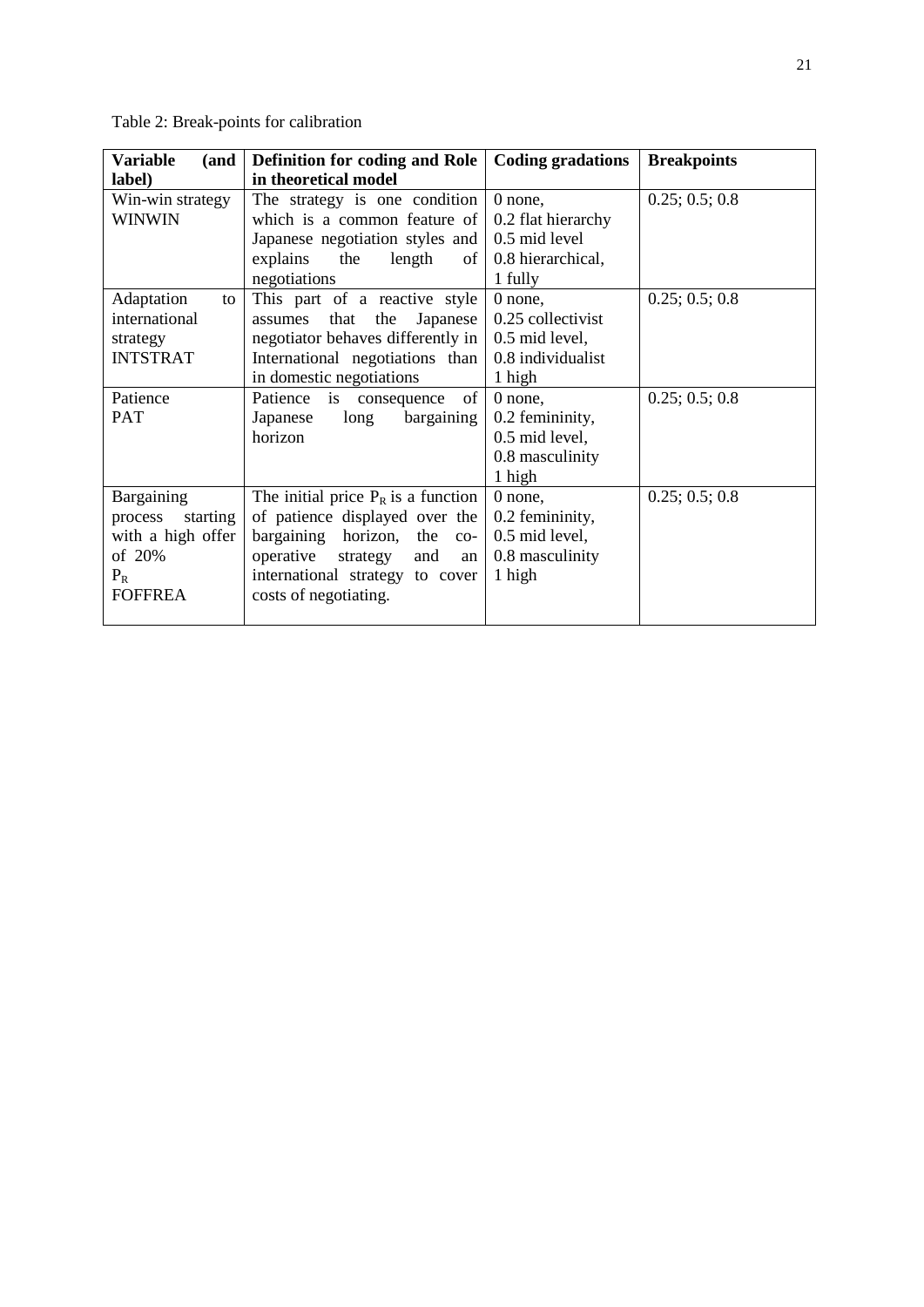Table 2: Break-points for calibration

| Variable (and label) | Definition for coding and Role in theoretical model | Coding gradations | Breakpoints |
|---|---|---|---|
| Win-win strategy WINWIN | The strategy is one condition which is a common feature of Japanese negotiation styles and explains the length of negotiations | 0 none, 0.2 flat hierarchy 0.5 mid level 0.8 hierarchical, 1 fully | 0.25; 0.5; 0.8 |
| Adaptation to international strategy INTSTRAT | This part of a reactive style assumes that the Japanese negotiator behaves differently in International negotiations than in domestic negotiations | 0 none, 0.25 collectivist 0.5 mid level, 0.8 individualist 1 high | 0.25; 0.5; 0.8 |
| Patience PAT | Patience is consequence of Japanese long bargaining horizon | 0 none, 0.2 femininity, 0.5 mid level, 0.8 masculinity 1 high | 0.25; 0.5; 0.8 |
| Bargaining process starting with a high offer of 20% $P_R$ FOFFREA | The initial price $P_R$ is a function of patience displayed over the bargaining horizon, the co-operative strategy and an international strategy to cover costs of negotiating. | 0 none, 0.2 femininity, 0.5 mid level, 0.8 masculinity 1 high | 0.25; 0.5; 0.8 |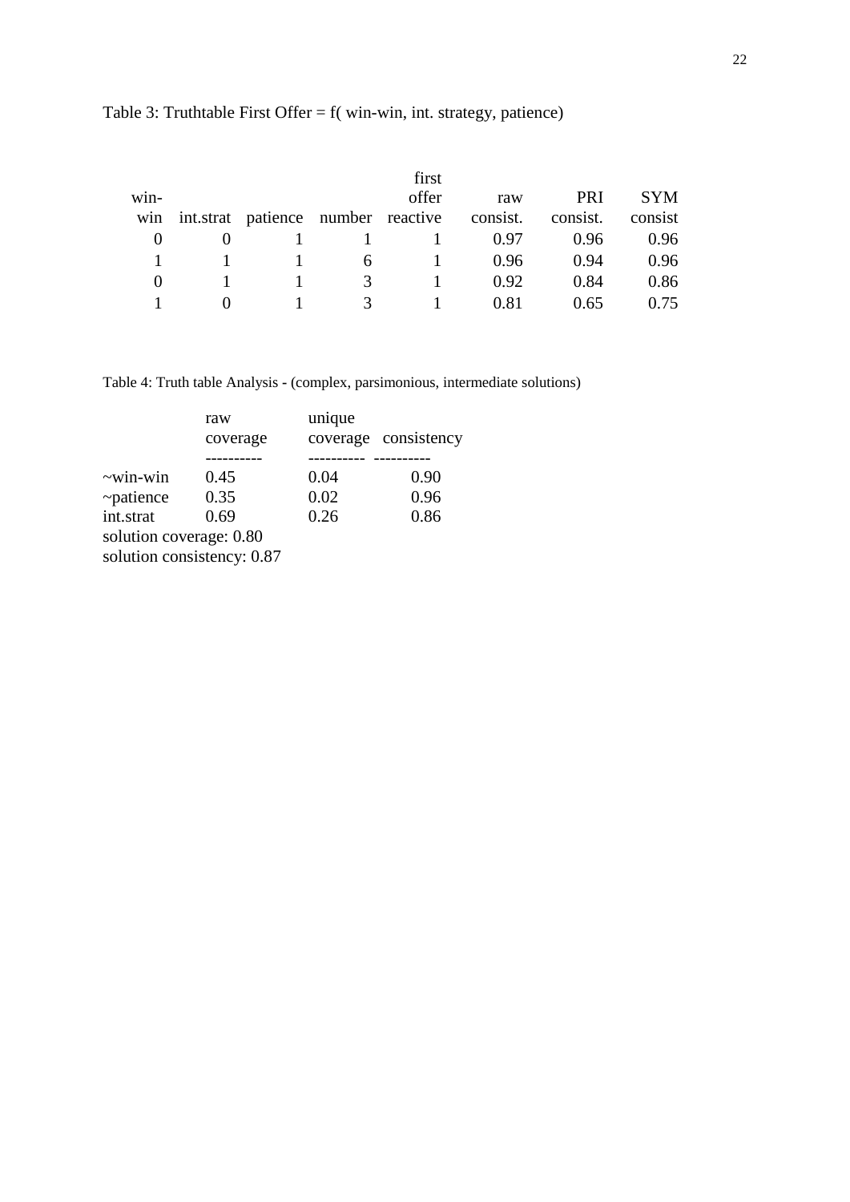Table 3: Truthtable First Offer = f( win-win, int. strategy, patience)

| win-win | int.strat | patience | number | first offer reactive | raw consist. | PRI consist. | SYM consist |
|---|---|---|---|---|---|---|---|
| 0 | 0 | 1 | 1 | 1 | 0.97 | 0.96 | 0.96 |
| 1 | 1 | 1 | 6 | 1 | 0.96 | 0.94 | 0.96 |
| 0 | 1 | 1 | 3 | 1 | 0.92 | 0.84 | 0.86 |
| 1 | 0 | 1 | 3 | 1 | 0.81 | 0.65 | 0.75 |

Table 4: Truth table Analysis - (complex, parsimonious, intermediate solutions)

| | raw coverage | unique coverage | consistency |
|---|---|---|---|
| ~win-win | 0.45 | 0.04 | 0.90 |
| ~patience | 0.35 | 0.02 | 0.96 |
| int.strat | 0.69 | 0.26 | 0.86 |

solution coverage: 0.80
solution consistency: 0.87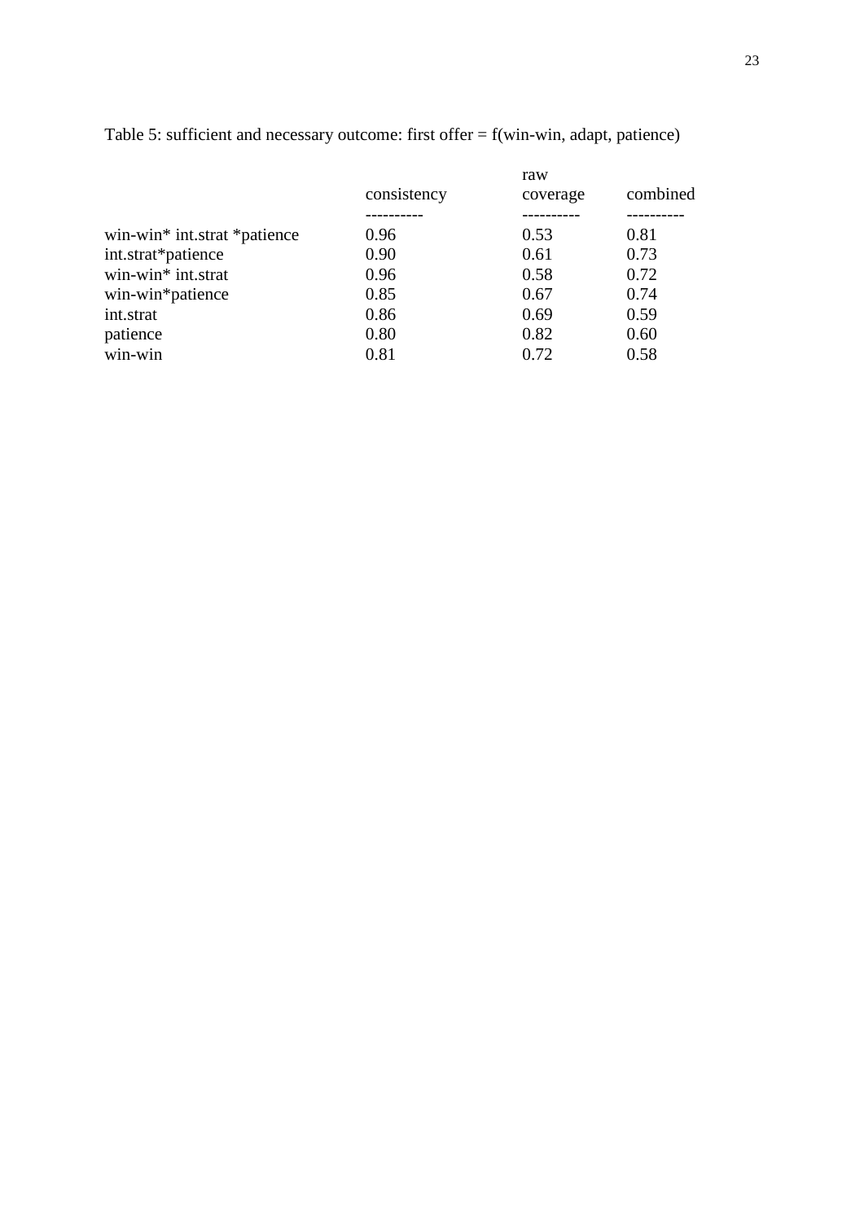Table 5: sufficient and necessary outcome: first offer = f(win-win, adapt, patience)

| | consistency | raw coverage | combined |
|---|---|---|---|
| win-win* int.strat *patience | 0.96 | 0.53 | 0.81 |
| int.strat*patience | 0.90 | 0.61 | 0.73 |
| win-win* int.strat | 0.96 | 0.58 | 0.72 |
| win-win*patience | 0.85 | 0.67 | 0.74 |
| int.strat | 0.86 | 0.69 | 0.59 |
| patience | 0.80 | 0.82 | 0.60 |
| win-win | 0.81 | 0.72 | 0.58 |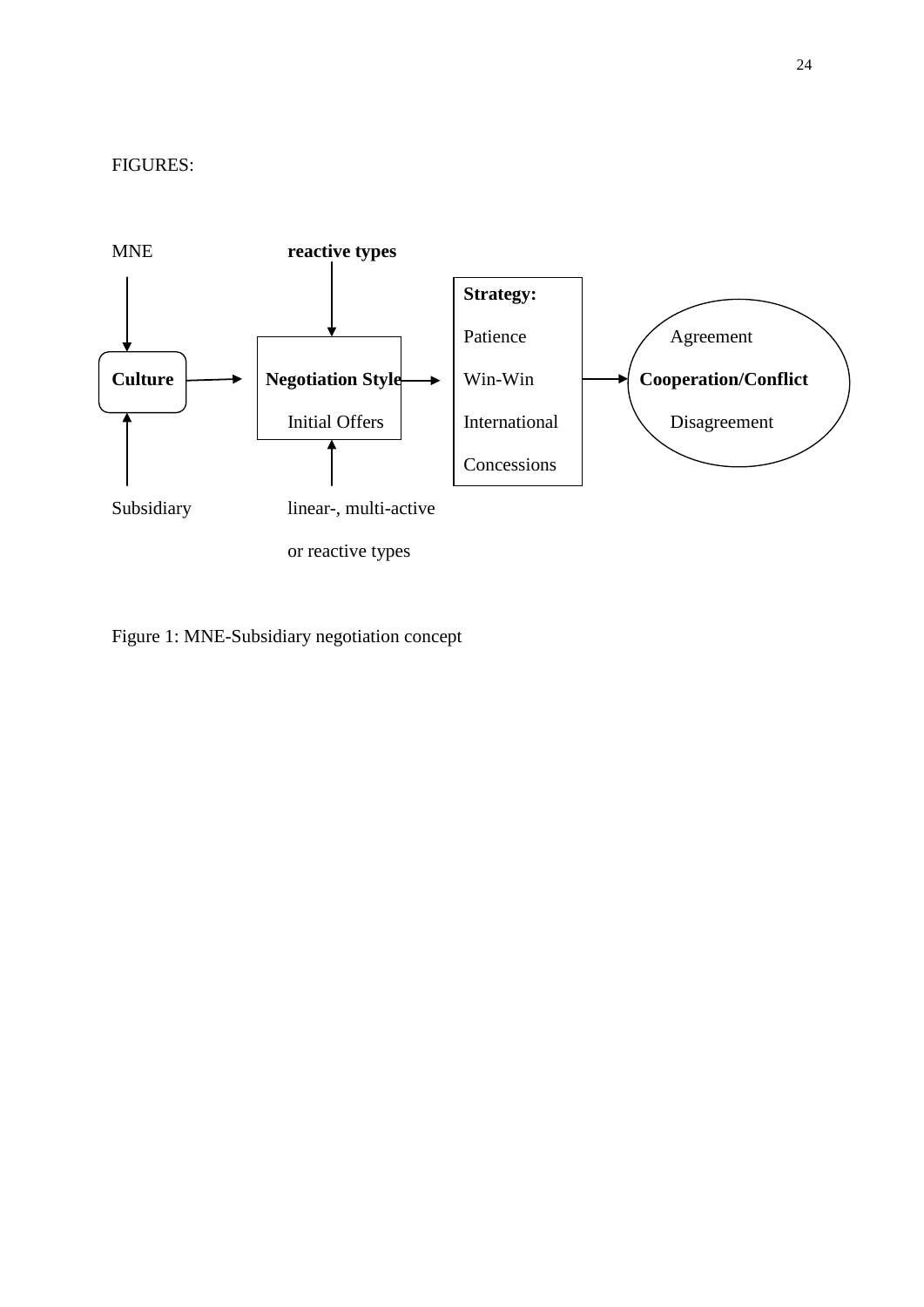FIGURES:

MNE

**reactive types**

**Strategy:**

Patience

Win-Win

International

Concessions

**Culture**

**Negotiation Style**

Initial Offers

Agreement

**Cooperation/Conflict**

Disagreement

Subsidiary

linear-, multi-active

or reactive types

Figure 1: MNE-Subsidiary negotiation concept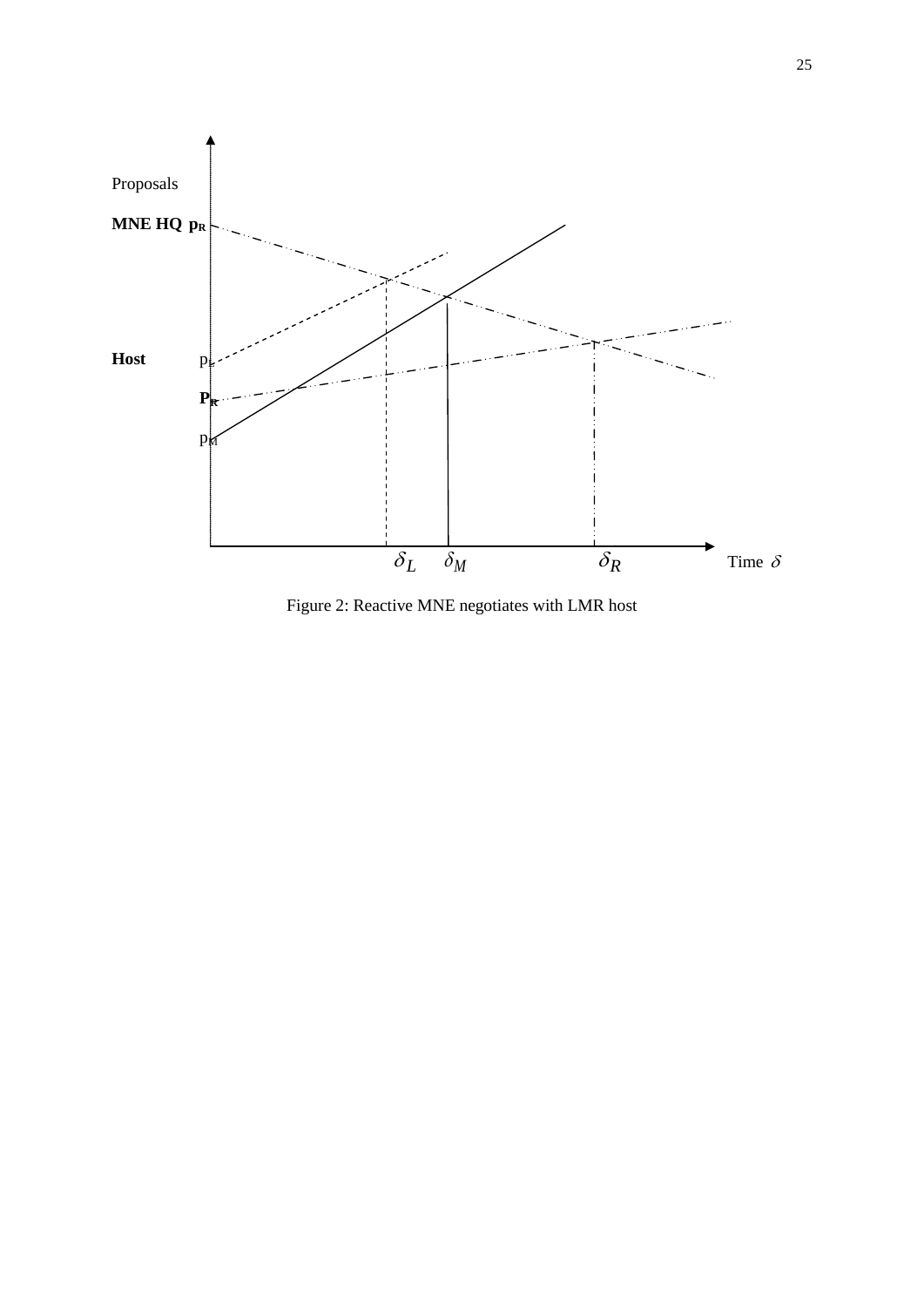Proposals

**MNE HQ** $p_R$

**Host** $p_L$

$P_R$

$p_M$

$\delta_L$ $\delta_M$ $\delta_R$ Time $\delta$

Figure 2: Reactive MNE negotiates with LMR host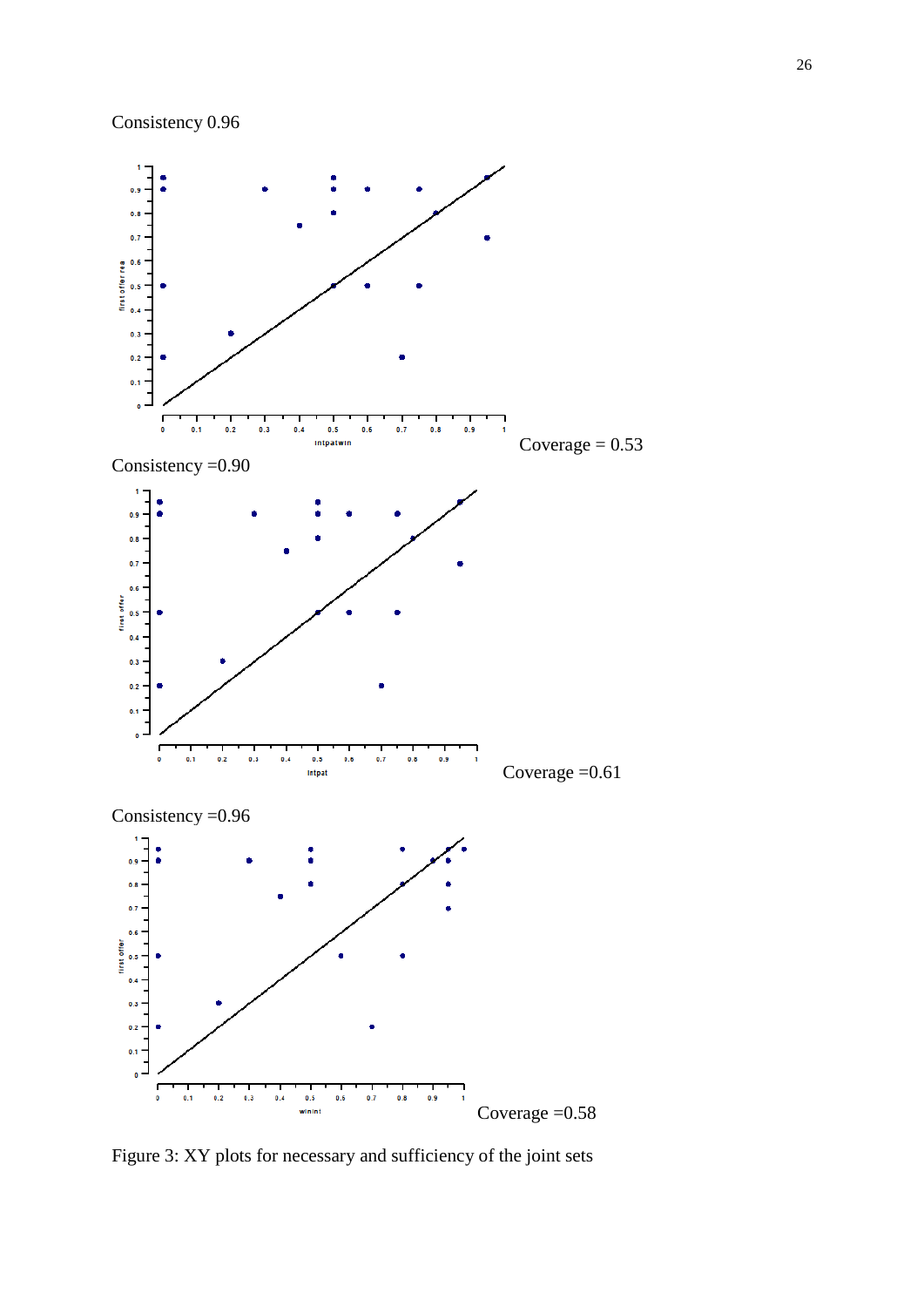Consistency 0.96

first offer rea

1
0.9
0.8
0.7
0.6
0.5
0.4
0.3
0.2
0.1
0

0 0.1 0.2 0.3 0.4 0.5 0.6 0.7 0.8 0.9 1

intpatwin

Coverage = 0.53

Consistency =0.90

first offer

1
0.9
0.8
0.7
0.6
0.5
0.4
0.3
0.2
0.1
0

0 0.1 0.2 0.3 0.4 0.5 0.6 0.7 0.8 0.9 1

intpat

Coverage =0.61

Consistency =0.96

first offer

1
0.9
0.8
0.7
0.6
0.5
0.4
0.3
0.2
0.1
0

0 0.1 0.2 0.3 0.4 0.5 0.6 0.7 0.8 0.9 1

winint

Coverage =0.58

Figure 3: XY plots for necessary and sufficiency of the joint sets